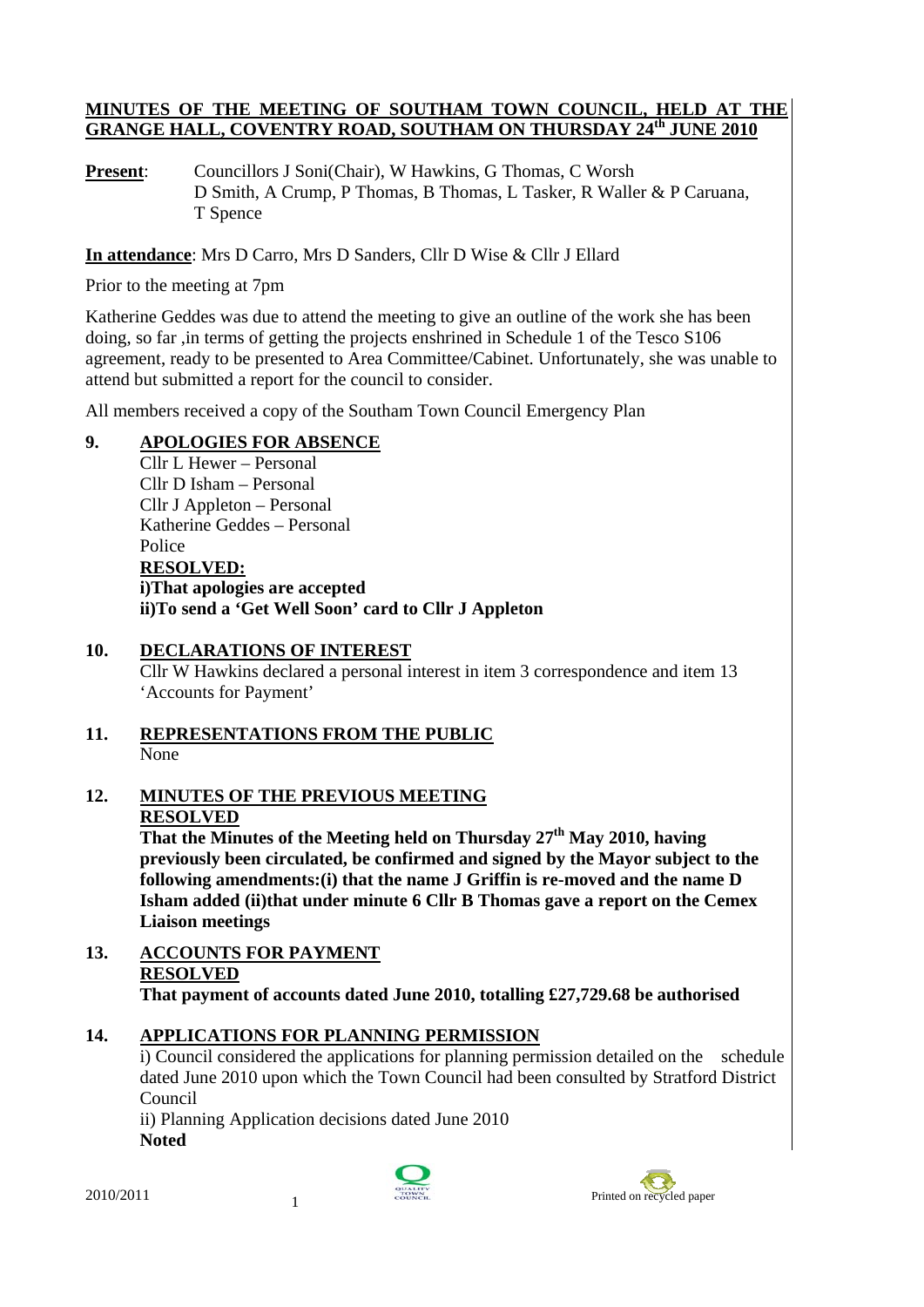# MINUTES OF THE MEETING OF SOUTHAM TOWN COUNCIL, HELD AT THE GRANGE HALL, COVENTRY ROAD, SOUTHAM ON THURSDAY 24th JUNE 2010

**Present**: Councillors J Soni(Chair), W Hawkins, G Thomas, C Worsh D Smith, A Crump, P Thomas, B Thomas, L Tasker, R Waller & P Caruana, T Spence

**In attendance**: Mrs D Carro, Mrs D Sanders, Cllr D Wise & Cllr J Ellard

Prior to the meeting at 7pm

Katherine Geddes was due to attend the meeting to give an outline of the work she has been doing, so far ,in terms of getting the projects enshrined in Schedule 1 of the Tesco S106 agreement, ready to be presented to Area Committee/Cabinet. Unfortunately, she was unable to attend but submitted a report for the council to consider.

All members received a copy of the Southam Town Council Emergency Plan

## 9. APOLOGIES FOR ABSENCE

Cllr L Hewer – Personal
Cllr D Isham – Personal
Cllr J Appleton – Personal
Katherine Geddes – Personal
Police

**RESOLVED:**
**i)That apologies are accepted**
**ii)To send a 'Get Well Soon' card to Cllr J Appleton**

## 10. DECLARATIONS OF INTEREST

Cllr W Hawkins declared a personal interest in item 3 correspondence and item 13 'Accounts for Payment'

## 11. REPRESENTATIONS FROM THE PUBLIC

None

## 12. MINUTES OF THE PREVIOUS MEETING

**RESOLVED**

**That the Minutes of the Meeting held on Thursday 27th May 2010, having previously been circulated, be confirmed and signed by the Mayor subject to the following amendments:(i) that the name J Griffin is re-moved and the name D Isham added (ii)that under minute 6 Cllr B Thomas gave a report on the Cemex Liaison meetings**

## 13. ACCOUNTS FOR PAYMENT

**RESOLVED**

**That payment of accounts dated June 2010, totalling £27,729.68 be authorised**

## 14. APPLICATIONS FOR PLANNING PERMISSION

i) Council considered the applications for planning permission detailed on the schedule dated June 2010 upon which the Town Council had been consulted by Stratford District Council

ii) Planning Application decisions dated June 2010

**Noted**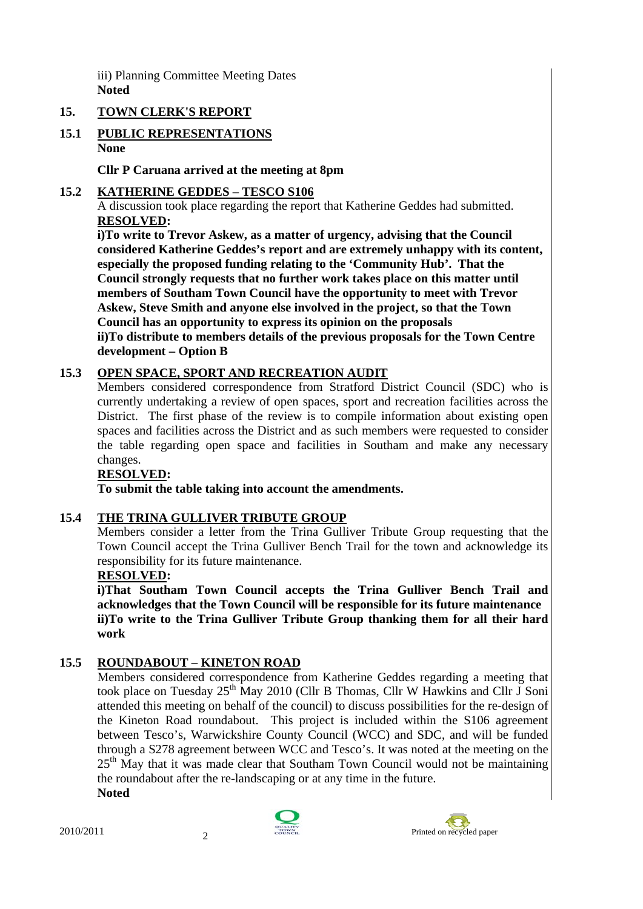iii) Planning Committee Meeting Dates
**Noted**

## 15. TOWN CLERK'S REPORT

### 15.1 PUBLIC REPRESENTATIONS

**None**

**Cllr P Caruana arrived at the meeting at 8pm**

### 15.2 KATHERINE GEDDES – TESCO S106

A discussion took place regarding the report that Katherine Geddes had submitted.

**RESOLVED:**

**i)To write to Trevor Askew, as a matter of urgency, advising that the Council considered Katherine Geddes's report and are extremely unhappy with its content, especially the proposed funding relating to the 'Community Hub'. That the Council strongly requests that no further work takes place on this matter until members of Southam Town Council have the opportunity to meet with Trevor Askew, Steve Smith and anyone else involved in the project, so that the Town Council has an opportunity to express its opinion on the proposals**

**ii)To distribute to members details of the previous proposals for the Town Centre development – Option B**

### 15.3 OPEN SPACE, SPORT AND RECREATION AUDIT

Members considered correspondence from Stratford District Council (SDC) who is currently undertaking a review of open spaces, sport and recreation facilities across the District. The first phase of the review is to compile information about existing open spaces and facilities across the District and as such members were requested to consider the table regarding open space and facilities in Southam and make any necessary changes.

**RESOLVED:**

**To submit the table taking into account the amendments.**

### 15.4 THE TRINA GULLIVER TRIBUTE GROUP

Members consider a letter from the Trina Gulliver Tribute Group requesting that the Town Council accept the Trina Gulliver Bench Trail for the town and acknowledge its responsibility for its future maintenance.

**RESOLVED:**

**i)That Southam Town Council accepts the Trina Gulliver Bench Trail and acknowledges that the Town Council will be responsible for its future maintenance**

**ii)To write to the Trina Gulliver Tribute Group thanking them for all their hard work**

### 15.5 ROUNDABOUT – KINETON ROAD

Members considered correspondence from Katherine Geddes regarding a meeting that took place on Tuesday 25th May 2010 (Cllr B Thomas, Cllr W Hawkins and Cllr J Soni attended this meeting on behalf of the council) to discuss possibilities for the re-design of the Kineton Road roundabout. This project is included within the S106 agreement between Tesco's, Warwickshire County Council (WCC) and SDC, and will be funded through a S278 agreement between WCC and Tesco's. It was noted at the meeting on the 25th May that it was made clear that Southam Town Council would not be maintaining the roundabout after the re-landscaping or at any time in the future.

**Noted**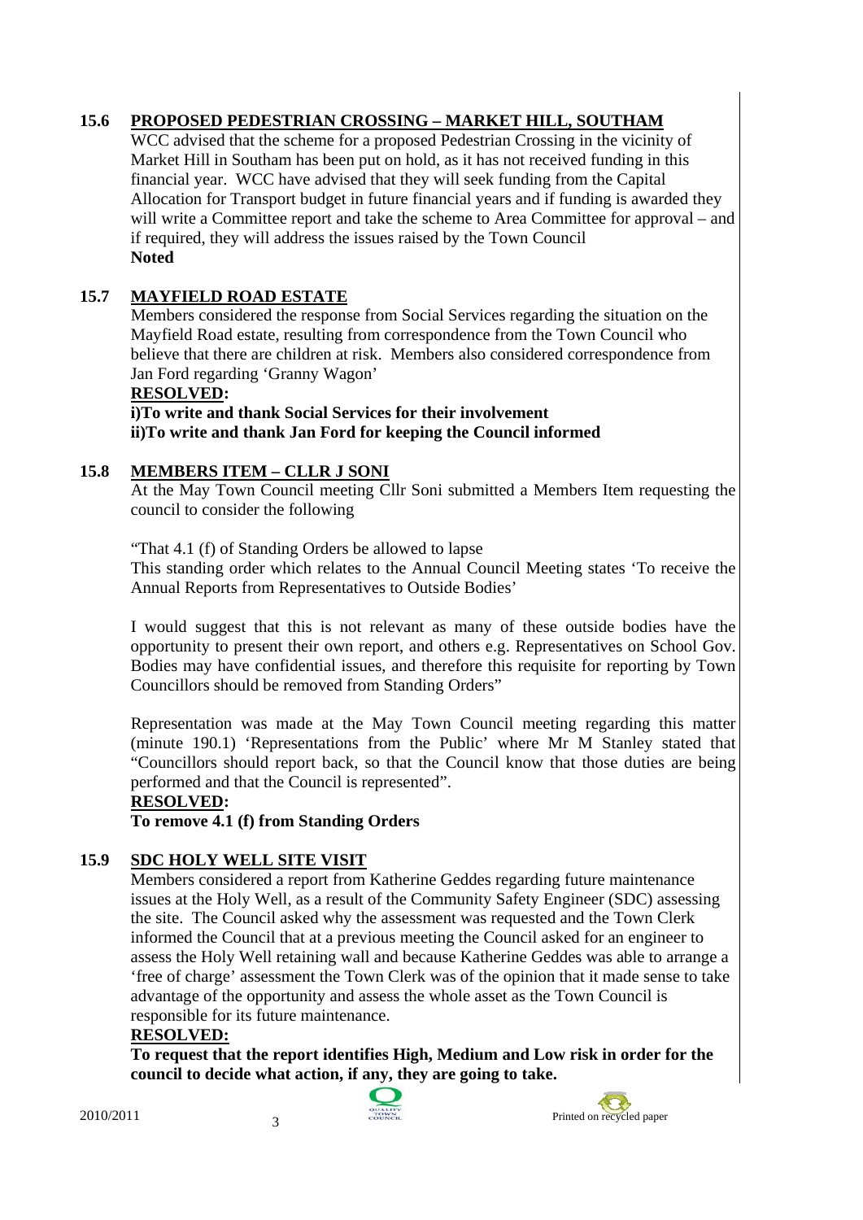## 15.6 PROPOSED PEDESTRIAN CROSSING – MARKET HILL, SOUTHAM

WCC advised that the scheme for a proposed Pedestrian Crossing in the vicinity of Market Hill in Southam has been put on hold, as it has not received funding in this financial year. WCC have advised that they will seek funding from the Capital Allocation for Transport budget in future financial years and if funding is awarded they will write a Committee report and take the scheme to Area Committee for approval – and if required, they will address the issues raised by the Town Council

**Noted**

## 15.7 MAYFIELD ROAD ESTATE

Members considered the response from Social Services regarding the situation on the Mayfield Road estate, resulting from correspondence from the Town Council who believe that there are children at risk. Members also considered correspondence from Jan Ford regarding 'Granny Wagon'

**RESOLVED:**

**i)To write and thank Social Services for their involvement**
**ii)To write and thank Jan Ford for keeping the Council informed**

## 15.8 MEMBERS ITEM – CLLR J SONI

At the May Town Council meeting Cllr Soni submitted a Members Item requesting the council to consider the following

"That 4.1 (f) of Standing Orders be allowed to lapse
This standing order which relates to the Annual Council Meeting states 'To receive the Annual Reports from Representatives to Outside Bodies'

I would suggest that this is not relevant as many of these outside bodies have the opportunity to present their own report, and others e.g. Representatives on School Gov. Bodies may have confidential issues, and therefore this requisite for reporting by Town Councillors should be removed from Standing Orders"

Representation was made at the May Town Council meeting regarding this matter (minute 190.1) 'Representations from the Public' where Mr M Stanley stated that "Councillors should report back, so that the Council know that those duties are being performed and that the Council is represented".

**RESOLVED:**

**To remove 4.1 (f) from Standing Orders**

## 15.9 SDC HOLY WELL SITE VISIT

Members considered a report from Katherine Geddes regarding future maintenance issues at the Holy Well, as a result of the Community Safety Engineer (SDC) assessing the site. The Council asked why the assessment was requested and the Town Clerk informed the Council that at a previous meeting the Council asked for an engineer to assess the Holy Well retaining wall and because Katherine Geddes was able to arrange a 'free of charge' assessment the Town Clerk was of the opinion that it made sense to take advantage of the opportunity and assess the whole asset as the Town Council is responsible for its future maintenance.

**RESOLVED:**

**To request that the report identifies High, Medium and Low risk in order for the council to decide what action, if any, they are going to take.**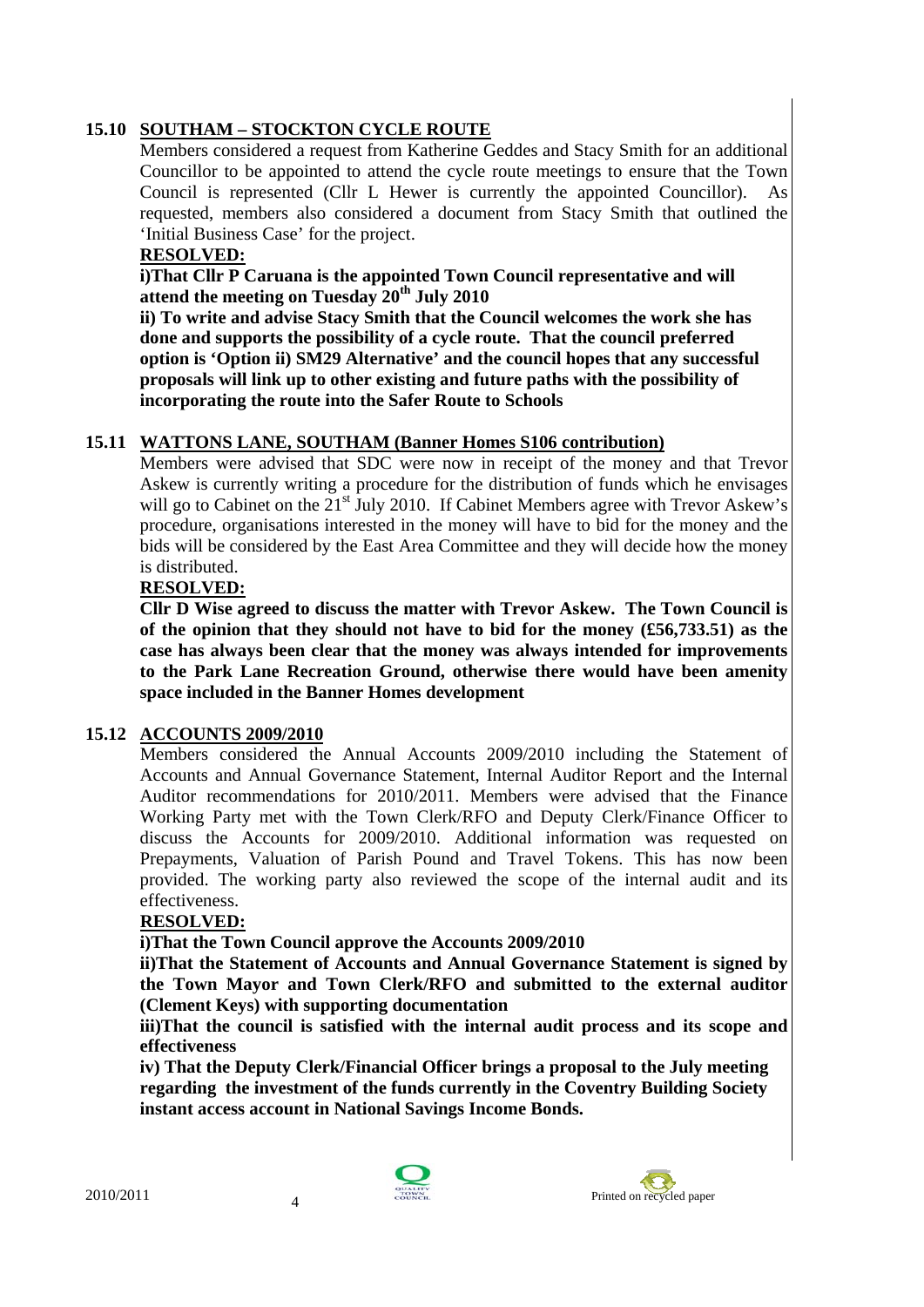## 15.10 SOUTHAM – STOCKTON CYCLE ROUTE

Members considered a request from Katherine Geddes and Stacy Smith for an additional Councillor to be appointed to attend the cycle route meetings to ensure that the Town Council is represented (Cllr L Hewer is currently the appointed Councillor). As requested, members also considered a document from Stacy Smith that outlined the 'Initial Business Case' for the project.

**RESOLVED:**

**i)That Cllr P Caruana is the appointed Town Council representative and will attend the meeting on Tuesday 20th July 2010**

**ii) To write and advise Stacy Smith that the Council welcomes the work she has done and supports the possibility of a cycle route. That the council preferred option is 'Option ii) SM29 Alternative' and the council hopes that any successful proposals will link up to other existing and future paths with the possibility of incorporating the route into the Safer Route to Schools**

## 15.11 WATTONS LANE, SOUTHAM (Banner Homes S106 contribution)

Members were advised that SDC were now in receipt of the money and that Trevor Askew is currently writing a procedure for the distribution of funds which he envisages will go to Cabinet on the 21st July 2010. If Cabinet Members agree with Trevor Askew's procedure, organisations interested in the money will have to bid for the money and the bids will be considered by the East Area Committee and they will decide how the money is distributed.

**RESOLVED:**

**Cllr D Wise agreed to discuss the matter with Trevor Askew. The Town Council is of the opinion that they should not have to bid for the money (£56,733.51) as the case has always been clear that the money was always intended for improvements to the Park Lane Recreation Ground, otherwise there would have been amenity space included in the Banner Homes development**

## 15.12 ACCOUNTS 2009/2010

Members considered the Annual Accounts 2009/2010 including the Statement of Accounts and Annual Governance Statement, Internal Auditor Report and the Internal Auditor recommendations for 2010/2011. Members were advised that the Finance Working Party met with the Town Clerk/RFO and Deputy Clerk/Finance Officer to discuss the Accounts for 2009/2010. Additional information was requested on Prepayments, Valuation of Parish Pound and Travel Tokens. This has now been provided. The working party also reviewed the scope of the internal audit and its effectiveness.

**RESOLVED:**

**i)That the Town Council approve the Accounts 2009/2010**

**ii)That the Statement of Accounts and Annual Governance Statement is signed by the Town Mayor and Town Clerk/RFO and submitted to the external auditor (Clement Keys) with supporting documentation**

**iii)That the council is satisfied with the internal audit process and its scope and effectiveness**

**iv) That the Deputy Clerk/Financial Officer brings a proposal to the July meeting regarding the investment of the funds currently in the Coventry Building Society instant access account in National Savings Income Bonds.**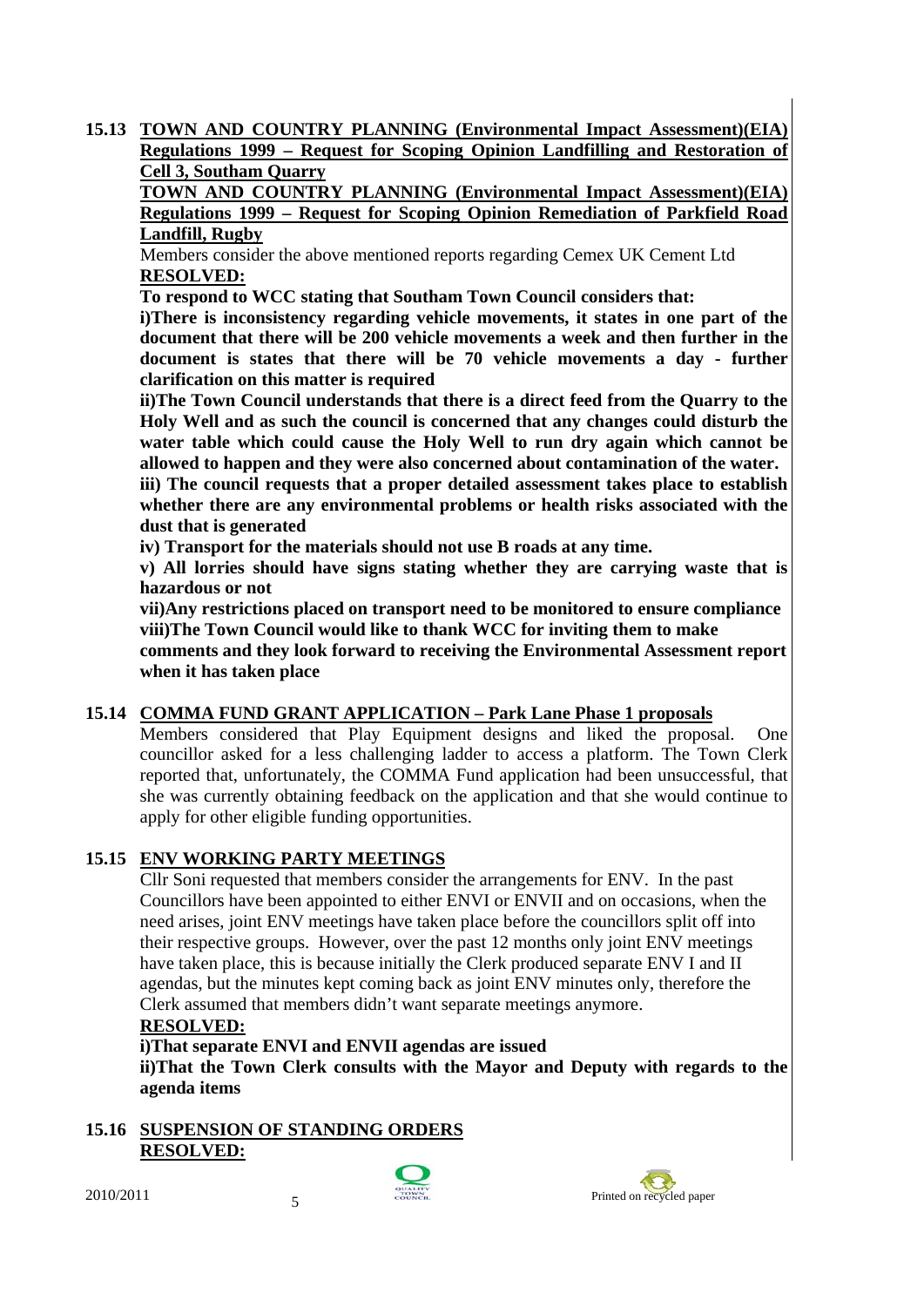**15.13 TOWN AND COUNTRY PLANNING (Environmental Impact Assessment)(EIA) Regulations 1999 – Request for Scoping Opinion Landfilling and Restoration of Cell 3, Southam Quarry**

**TOWN AND COUNTRY PLANNING (Environmental Impact Assessment)(EIA) Regulations 1999 – Request for Scoping Opinion Remediation of Parkfield Road Landfill, Rugby**

Members consider the above mentioned reports regarding Cemex UK Cement Ltd

**RESOLVED:**

**To respond to WCC stating that Southam Town Council considers that:**

**i)There is inconsistency regarding vehicle movements, it states in one part of the document that there will be 200 vehicle movements a week and then further in the document is states that there will be 70 vehicle movements a day - further clarification on this matter is required**

**ii)The Town Council understands that there is a direct feed from the Quarry to the Holy Well and as such the council is concerned that any changes could disturb the water table which could cause the Holy Well to run dry again which cannot be allowed to happen and they were also concerned about contamination of the water.**

**iii) The council requests that a proper detailed assessment takes place to establish whether there are any environmental problems or health risks associated with the dust that is generated**

**iv) Transport for the materials should not use B roads at any time.**

**v) All lorries should have signs stating whether they are carrying waste that is hazardous or not**

**vii)Any restrictions placed on transport need to be monitored to ensure compliance**

**viii)The Town Council would like to thank WCC for inviting them to make comments and they look forward to receiving the Environmental Assessment report when it has taken place**

**15.14 COMMA FUND GRANT APPLICATION – Park Lane Phase 1 proposals**

Members considered that Play Equipment designs and liked the proposal. One councillor asked for a less challenging ladder to access a platform. The Town Clerk reported that, unfortunately, the COMMA Fund application had been unsuccessful, that she was currently obtaining feedback on the application and that she would continue to apply for other eligible funding opportunities.

**15.15 ENV WORKING PARTY MEETINGS**

Cllr Soni requested that members consider the arrangements for ENV. In the past Councillors have been appointed to either ENVI or ENVII and on occasions, when the need arises, joint ENV meetings have taken place before the councillors split off into their respective groups. However, over the past 12 months only joint ENV meetings have taken place, this is because initially the Clerk produced separate ENV I and II agendas, but the minutes kept coming back as joint ENV minutes only, therefore the Clerk assumed that members didn't want separate meetings anymore.

**RESOLVED:**

**i)That separate ENVI and ENVII agendas are issued**

**ii)That the Town Clerk consults with the Mayor and Deputy with regards to the agenda items**

**15.16 SUSPENSION OF STANDING ORDERS**

**RESOLVED:**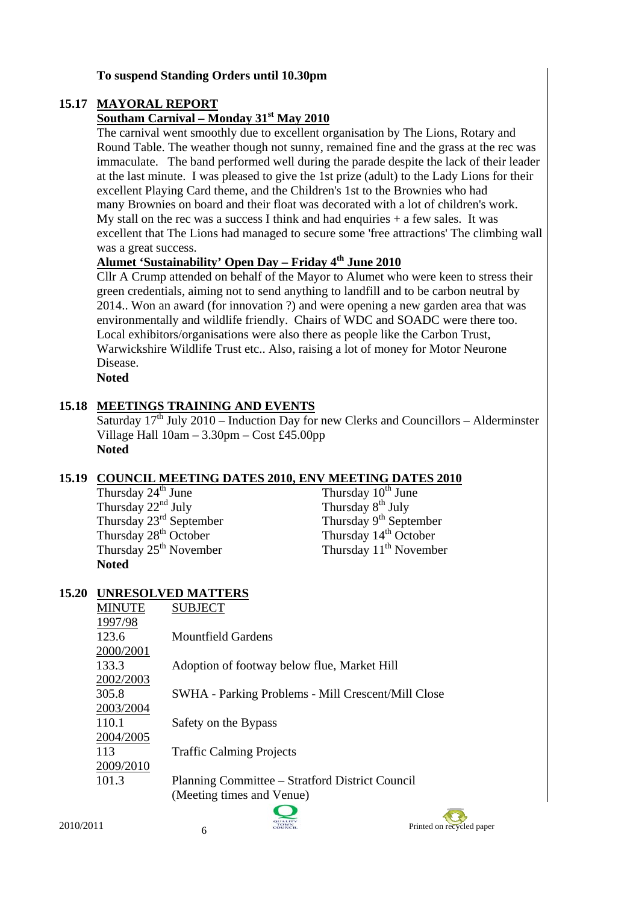**To suspend Standing Orders until 10.30pm**

## 15.17 MAYORAL REPORT

**Southam Carnival – Monday 31st May 2010**

The carnival went smoothly due to excellent organisation by The Lions, Rotary and Round Table. The weather though not sunny, remained fine and the grass at the rec was immaculate. The band performed well during the parade despite the lack of their leader at the last minute. I was pleased to give the 1st prize (adult) to the Lady Lions for their excellent Playing Card theme, and the Children's 1st to the Brownies who had many Brownies on board and their float was decorated with a lot of children's work. My stall on the rec was a success I think and had enquiries + a few sales. It was excellent that The Lions had managed to secure some 'free attractions' The climbing wall was a great success.

**Alumet 'Sustainability' Open Day – Friday 4th June 2010**

Cllr A Crump attended on behalf of the Mayor to Alumet who were keen to stress their green credentials, aiming not to send anything to landfill and to be carbon neutral by 2014.. Won an award (for innovation ?) and were opening a new garden area that was environmentally and wildlife friendly. Chairs of WDC and SOADC were there too. Local exhibitors/organisations were also there as people like the Carbon Trust, Warwickshire Wildlife Trust etc.. Also, raising a lot of money for Motor Neurone Disease.

**Noted**

## 15.18 MEETINGS TRAINING AND EVENTS

Saturday 17th July 2010 – Induction Day for new Clerks and Councillors – Alderminster Village Hall 10am – 3.30pm – Cost £45.00pp

**Noted**

## 15.19 COUNCIL MEETING DATES 2010, ENV MEETING DATES 2010

| Council Meeting Dates 2010 | ENV Meeting Dates 2010 |
|---|---|
| Thursday 24th June | Thursday 10th June |
| Thursday 22nd July | Thursday 8th July |
| Thursday 23rd September | Thursday 9th September |
| Thursday 28th October | Thursday 14th October |
| Thursday 25th November | Thursday 11th November |

**Noted**

## 15.20 UNRESOLVED MATTERS

| MINUTE | SUBJECT |
|---|---|
| 1997/98 | |
| 123.6 | Mountfield Gardens |
| 2000/2001 | |
| 133.3 | Adoption of footway below flue, Market Hill |
| 2002/2003 | |
| 305.8 | SWHA - Parking Problems - Mill Crescent/Mill Close |
| 2003/2004 | |
| 110.1 | Safety on the Bypass |
| 2004/2005 | |
| 113 | Traffic Calming Projects |
| 2009/2010 | |
| 101.3 | Planning Committee – Stratford District Council (Meeting times and Venue) |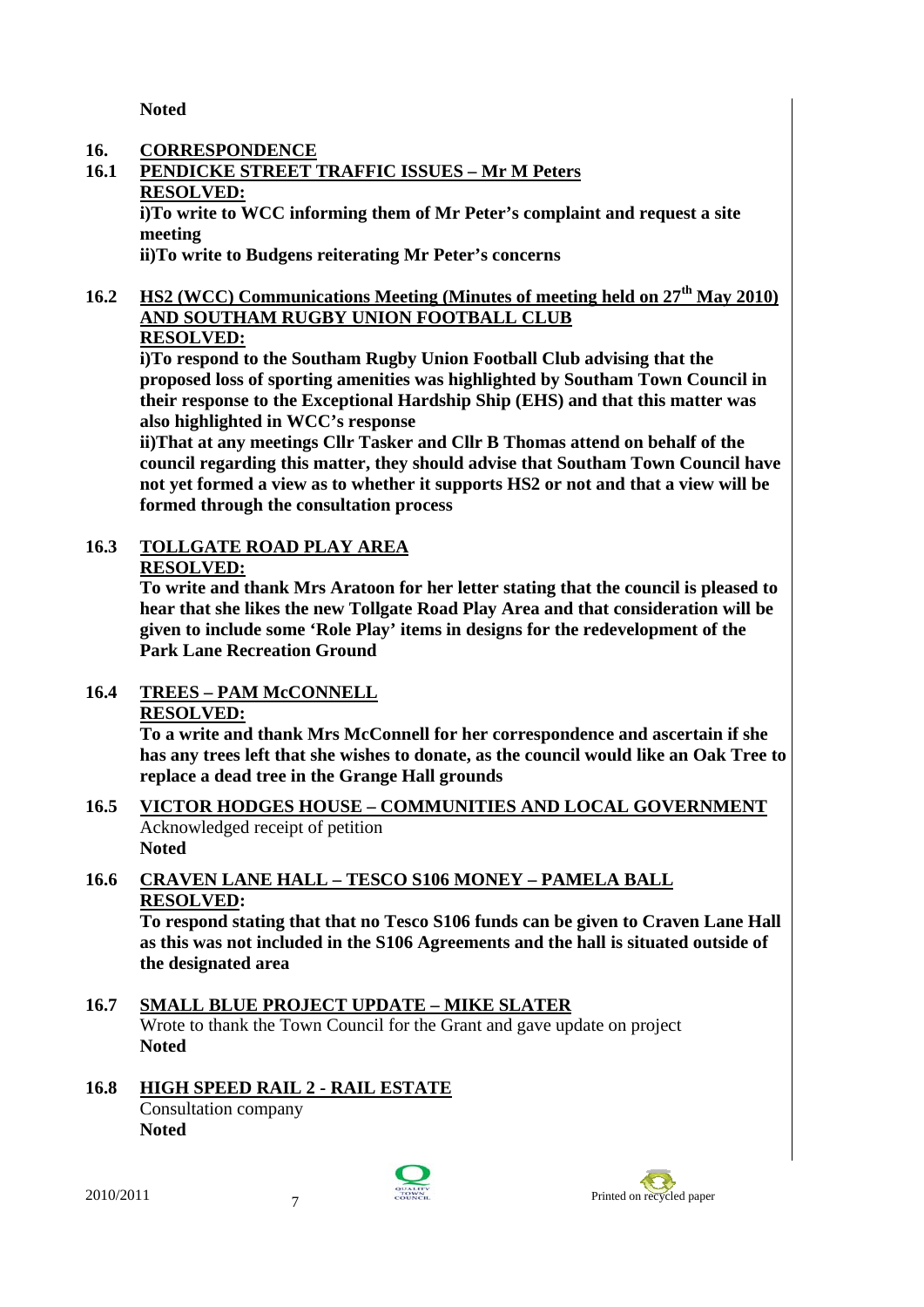**Noted**

## 16. CORRESPONDENCE

### 16.1 PENDICKE STREET TRAFFIC ISSUES – Mr M Peters

**RESOLVED:**

**i)To write to WCC informing them of Mr Peter's complaint and request a site meeting**

**ii)To write to Budgens reiterating Mr Peter's concerns**

### 16.2 HS2 (WCC) Communications Meeting (Minutes of meeting held on 27th May 2010) AND SOUTHAM RUGBY UNION FOOTBALL CLUB

**RESOLVED:**

**i)To respond to the Southam Rugby Union Football Club advising that the proposed loss of sporting amenities was highlighted by Southam Town Council in their response to the Exceptional Hardship Ship (EHS) and that this matter was also highlighted in WCC's response**

**ii)That at any meetings Cllr Tasker and Cllr B Thomas attend on behalf of the council regarding this matter, they should advise that Southam Town Council have not yet formed a view as to whether it supports HS2 or not and that a view will be formed through the consultation process**

### 16.3 TOLLGATE ROAD PLAY AREA

**RESOLVED:**

**To write and thank Mrs Aratoon for her letter stating that the council is pleased to hear that she likes the new Tollgate Road Play Area and that consideration will be given to include some 'Role Play' items in designs for the redevelopment of the Park Lane Recreation Ground**

### 16.4 TREES – PAM McCONNELL

**RESOLVED:**

**To a write and thank Mrs McConnell for her correspondence and ascertain if she has any trees left that she wishes to donate, as the council would like an Oak Tree to replace a dead tree in the Grange Hall grounds**

### 16.5 VICTOR HODGES HOUSE – COMMUNITIES AND LOCAL GOVERNMENT

Acknowledged receipt of petition

**Noted**

### 16.6 CRAVEN LANE HALL – TESCO S106 MONEY – PAMELA BALL

**RESOLVED:**

**To respond stating that that no Tesco S106 funds can be given to Craven Lane Hall as this was not included in the S106 Agreements and the hall is situated outside of the designated area**

### 16.7 SMALL BLUE PROJECT UPDATE – MIKE SLATER

Wrote to thank the Town Council for the Grant and gave update on project

**Noted**

### 16.8 HIGH SPEED RAIL 2 - RAIL ESTATE

Consultation company

**Noted**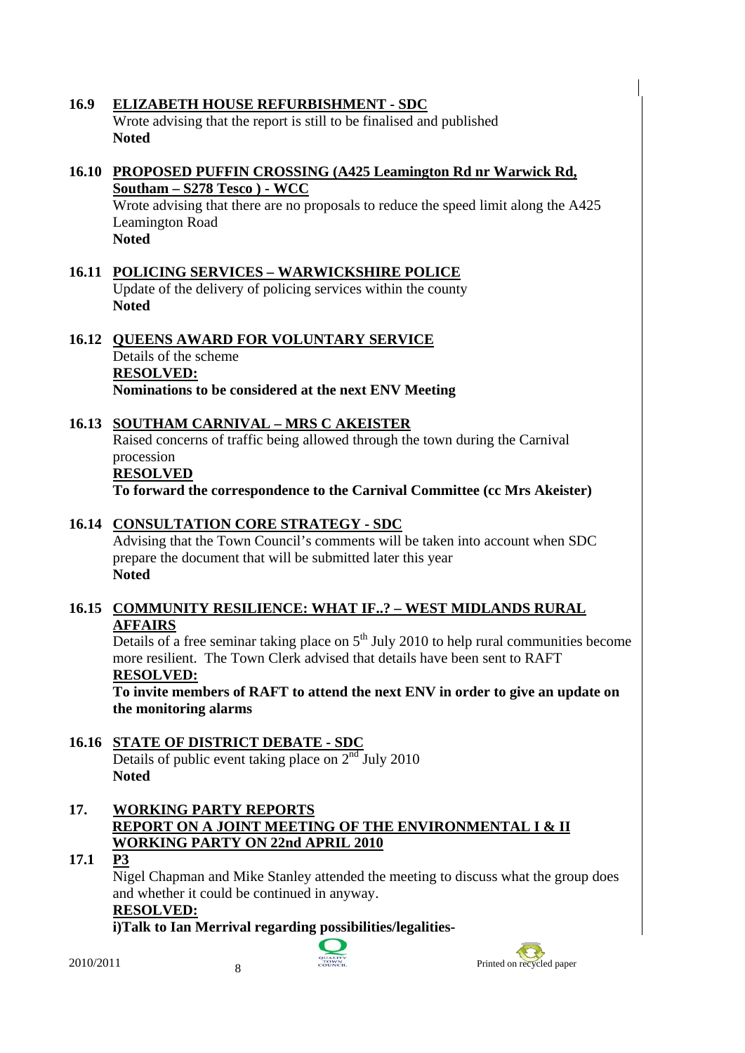### 16.9 ELIZABETH HOUSE REFURBISHMENT - SDC

Wrote advising that the report is still to be finalised and published

**Noted**

### 16.10 PROPOSED PUFFIN CROSSING (A425 Leamington Rd nr Warwick Rd, Southam – S278 Tesco ) - WCC

Wrote advising that there are no proposals to reduce the speed limit along the A425 Leamington Road

**Noted**

### 16.11 POLICING SERVICES – WARWICKSHIRE POLICE

Update of the delivery of policing services within the county

**Noted**

### 16.12 QUEENS AWARD FOR VOLUNTARY SERVICE

Details of the scheme

**RESOLVED:**

**Nominations to be considered at the next ENV Meeting**

### 16.13 SOUTHAM CARNIVAL – MRS C AKEISTER

Raised concerns of traffic being allowed through the town during the Carnival procession

**RESOLVED**

**To forward the correspondence to the Carnival Committee (cc Mrs Akeister)**

### 16.14 CONSULTATION CORE STRATEGY - SDC

Advising that the Town Council's comments will be taken into account when SDC prepare the document that will be submitted later this year

**Noted**

### 16.15 COMMUNITY RESILIENCE: WHAT IF..? – WEST MIDLANDS RURAL AFFAIRS

Details of a free seminar taking place on 5th July 2010 to help rural communities become more resilient. The Town Clerk advised that details have been sent to RAFT

**RESOLVED:**

**To invite members of RAFT to attend the next ENV in order to give an update on the monitoring alarms**

### 16.16 STATE OF DISTRICT DEBATE - SDC

Details of public event taking place on 2nd July 2010

**Noted**

## 17. WORKING PARTY REPORTS

## REPORT ON A JOINT MEETING OF THE ENVIRONMENTAL I & II WORKING PARTY ON 22nd APRIL 2010

### 17.1 P3

Nigel Chapman and Mike Stanley attended the meeting to discuss what the group does and whether it could be continued in anyway.

**RESOLVED:**

**i)Talk to Ian Merrival regarding possibilities/legalities-**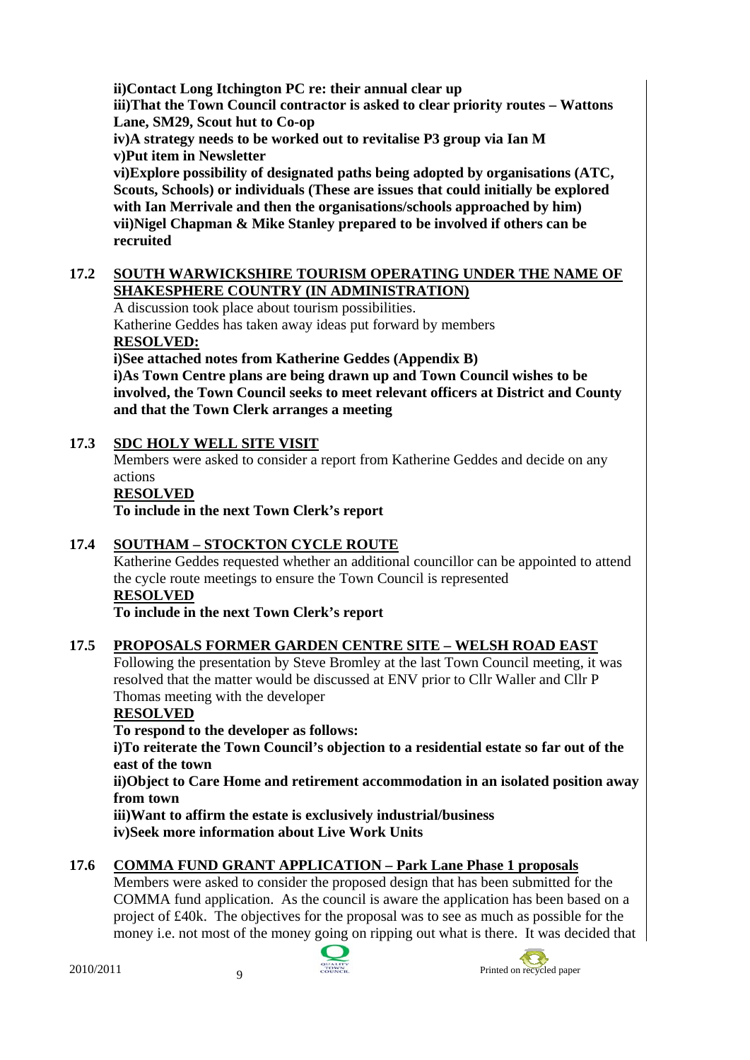**ii)Contact Long Itchington PC re: their annual clear up**
**iii)That the Town Council contractor is asked to clear priority routes – Wattons Lane, SM29, Scout hut to Co-op**
**iv)A strategy needs to be worked out to revitalise P3 group via Ian M**
**v)Put item in Newsletter**
**vi)Explore possibility of designated paths being adopted by organisations (ATC, Scouts, Schools) or individuals (These are issues that could initially be explored with Ian Merrivale and then the organisations/schools approached by him)**
**vii)Nigel Chapman & Mike Stanley prepared to be involved if others can be recruited**

## 17.2 SOUTH WARWICKSHIRE TOURISM OPERATING UNDER THE NAME OF SHAKESPHERE COUNTRY (IN ADMINISTRATION)

A discussion took place about tourism possibilities.
Katherine Geddes has taken away ideas put forward by members

**RESOLVED:**

**i)See attached notes from Katherine Geddes (Appendix B)**
**i)As Town Centre plans are being drawn up and Town Council wishes to be involved, the Town Council seeks to meet relevant officers at District and County and that the Town Clerk arranges a meeting**

## 17.3 SDC HOLY WELL SITE VISIT

Members were asked to consider a report from Katherine Geddes and decide on any actions

**RESOLVED**

**To include in the next Town Clerk's report**

## 17.4 SOUTHAM – STOCKTON CYCLE ROUTE

Katherine Geddes requested whether an additional councillor can be appointed to attend the cycle route meetings to ensure the Town Council is represented

**RESOLVED**

**To include in the next Town Clerk's report**

## 17.5 PROPOSALS FORMER GARDEN CENTRE SITE – WELSH ROAD EAST

Following the presentation by Steve Bromley at the last Town Council meeting, it was resolved that the matter would be discussed at ENV prior to Cllr Waller and Cllr P Thomas meeting with the developer

**RESOLVED**

**To respond to the developer as follows:**
**i)To reiterate the Town Council's objection to a residential estate so far out of the east of the town**
**ii)Object to Care Home and retirement accommodation in an isolated position away from town**
**iii)Want to affirm the estate is exclusively industrial/business**
**iv)Seek more information about Live Work Units**

## 17.6 COMMA FUND GRANT APPLICATION – Park Lane Phase 1 proposals

Members were asked to consider the proposed design that has been submitted for the COMMA fund application. As the council is aware the application has been based on a project of £40k. The objectives for the proposal was to see as much as possible for the money i.e. not most of the money going on ripping out what is there. It was decided that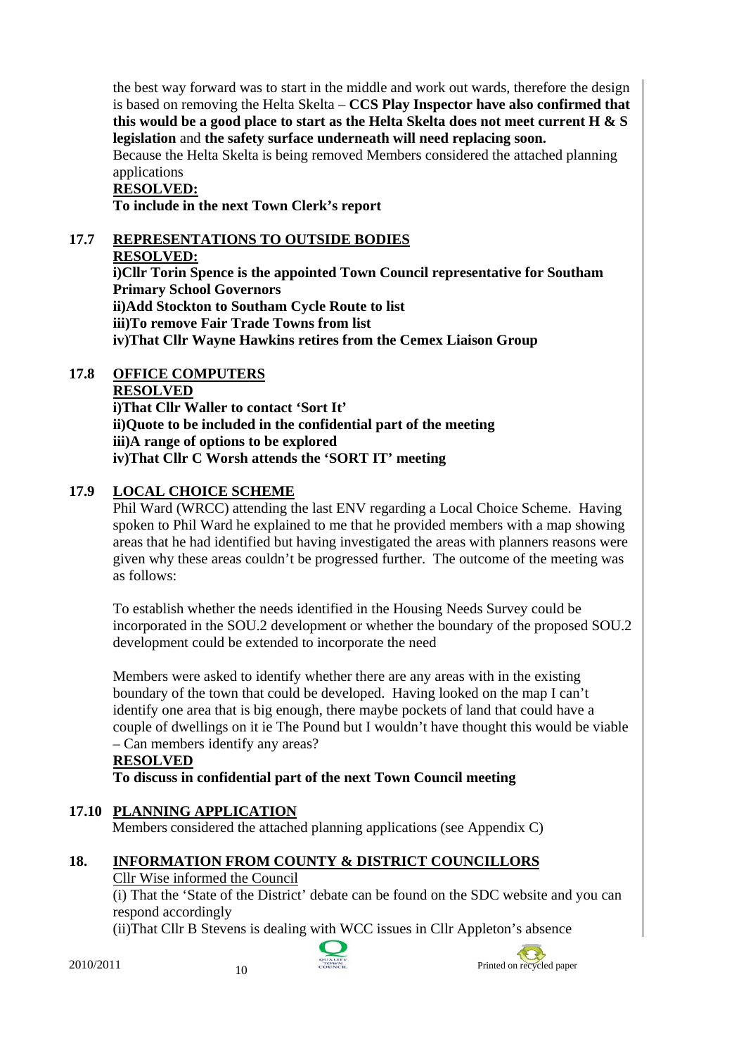the best way forward was to start in the middle and work out wards, therefore the design is based on removing the Helta Skelta – **CCS Play Inspector have also confirmed that this would be a good place to start as the Helta Skelta does not meet current H & S legislation** and **the safety surface underneath will need replacing soon.**

Because the Helta Skelta is being removed Members considered the attached planning applications

**RESOLVED:**

**To include in the next Town Clerk's report**

## 17.7 REPRESENTATIONS TO OUTSIDE BODIES

**RESOLVED:**

**i)Cllr Torin Spence is the appointed Town Council representative for Southam Primary School Governors**
**ii)Add Stockton to Southam Cycle Route to list**
**iii)To remove Fair Trade Towns from list**
**iv)That Cllr Wayne Hawkins retires from the Cemex Liaison Group**

## 17.8 OFFICE COMPUTERS

**RESOLVED**

**i)That Cllr Waller to contact 'Sort It'**
**ii)Quote to be included in the confidential part of the meeting**
**iii)A range of options to be explored**
**iv)That Cllr C Worsh attends the 'SORT IT' meeting**

## 17.9 LOCAL CHOICE SCHEME

Phil Ward (WRCC) attending the last ENV regarding a Local Choice Scheme. Having spoken to Phil Ward he explained to me that he provided members with a map showing areas that he had identified but having investigated the areas with planners reasons were given why these areas couldn't be progressed further. The outcome of the meeting was as follows:

To establish whether the needs identified in the Housing Needs Survey could be incorporated in the SOU.2 development or whether the boundary of the proposed SOU.2 development could be extended to incorporate the need

Members were asked to identify whether there are any areas with in the existing boundary of the town that could be developed. Having looked on the map I can't identify one area that is big enough, there maybe pockets of land that could have a couple of dwellings on it ie The Pound but I wouldn't have thought this would be viable – Can members identify any areas?

**RESOLVED**

**To discuss in confidential part of the next Town Council meeting**

## 17.10 PLANNING APPLICATION

Members considered the attached planning applications (see Appendix C)

## 18. INFORMATION FROM COUNTY & DISTRICT COUNCILLORS

Cllr Wise informed the Council

(i) That the 'State of the District' debate can be found on the SDC website and you can respond accordingly

(ii)That Cllr B Stevens is dealing with WCC issues in Cllr Appleton's absence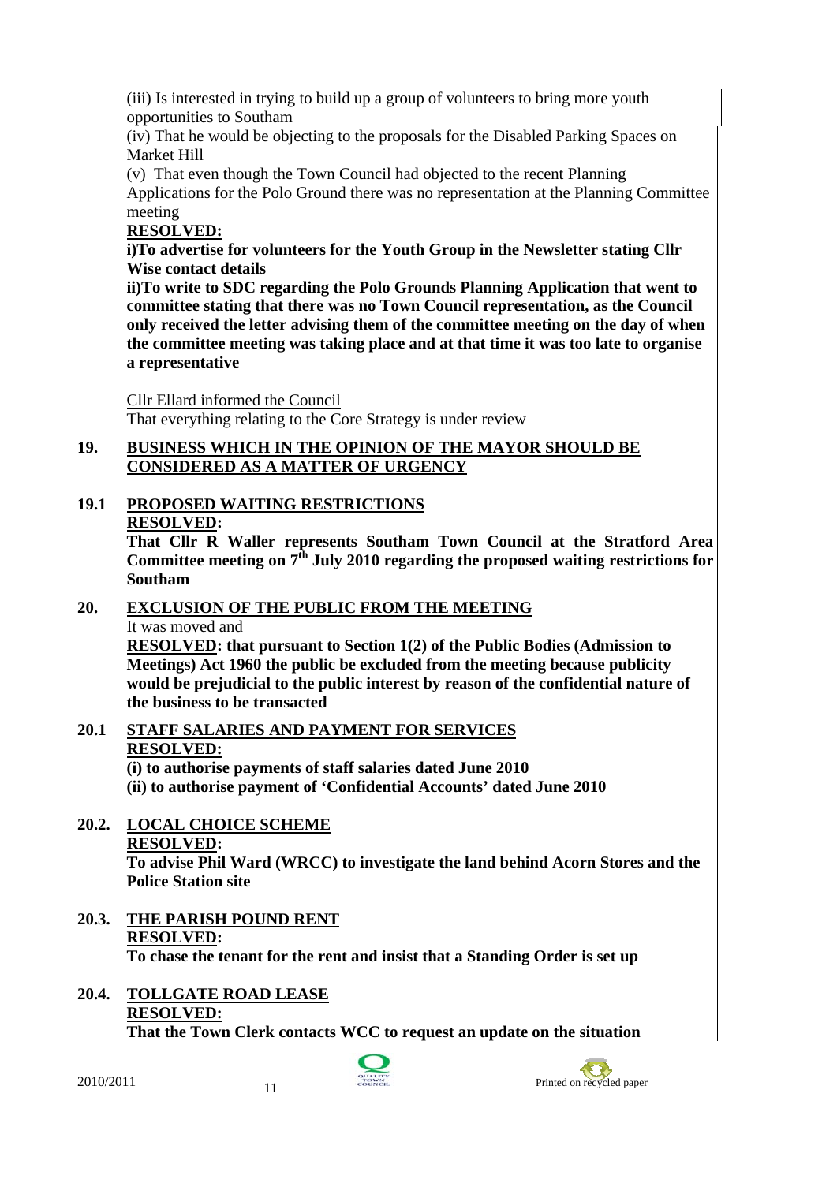(iii) Is interested in trying to build up a group of volunteers to bring more youth opportunities to Southam

(iv) That he would be objecting to the proposals for the Disabled Parking Spaces on Market Hill

(v) That even though the Town Council had objected to the recent Planning Applications for the Polo Ground there was no representation at the Planning Committee meeting

**RESOLVED:**

**i)To advertise for volunteers for the Youth Group in the Newsletter stating Cllr Wise contact details**

**ii)To write to SDC regarding the Polo Grounds Planning Application that went to committee stating that there was no Town Council representation, as the Council only received the letter advising them of the committee meeting on the day of when the committee meeting was taking place and at that time it was too late to organise a representative**

Cllr Ellard informed the Council

That everything relating to the Core Strategy is under review

## 19. BUSINESS WHICH IN THE OPINION OF THE MAYOR SHOULD BE CONSIDERED AS A MATTER OF URGENCY

### 19.1 PROPOSED WAITING RESTRICTIONS

**RESOLVED:**

**That Cllr R Waller represents Southam Town Council at the Stratford Area Committee meeting on 7th July 2010 regarding the proposed waiting restrictions for Southam**

## 20. EXCLUSION OF THE PUBLIC FROM THE MEETING

It was moved and

**RESOLVED: that pursuant to Section 1(2) of the Public Bodies (Admission to Meetings) Act 1960 the public be excluded from the meeting because publicity would be prejudicial to the public interest by reason of the confidential nature of the business to be transacted**

### 20.1 STAFF SALARIES AND PAYMENT FOR SERVICES

**RESOLVED:**

**(i) to authorise payments of staff salaries dated June 2010**

**(ii) to authorise payment of 'Confidential Accounts' dated June 2010**

### 20.2. LOCAL CHOICE SCHEME

**RESOLVED:**

**To advise Phil Ward (WRCC) to investigate the land behind Acorn Stores and the Police Station site**

### 20.3. THE PARISH POUND RENT

**RESOLVED:**

**To chase the tenant for the rent and insist that a Standing Order is set up**

### 20.4. TOLLGATE ROAD LEASE

**RESOLVED:**

**That the Town Clerk contacts WCC to request an update on the situation**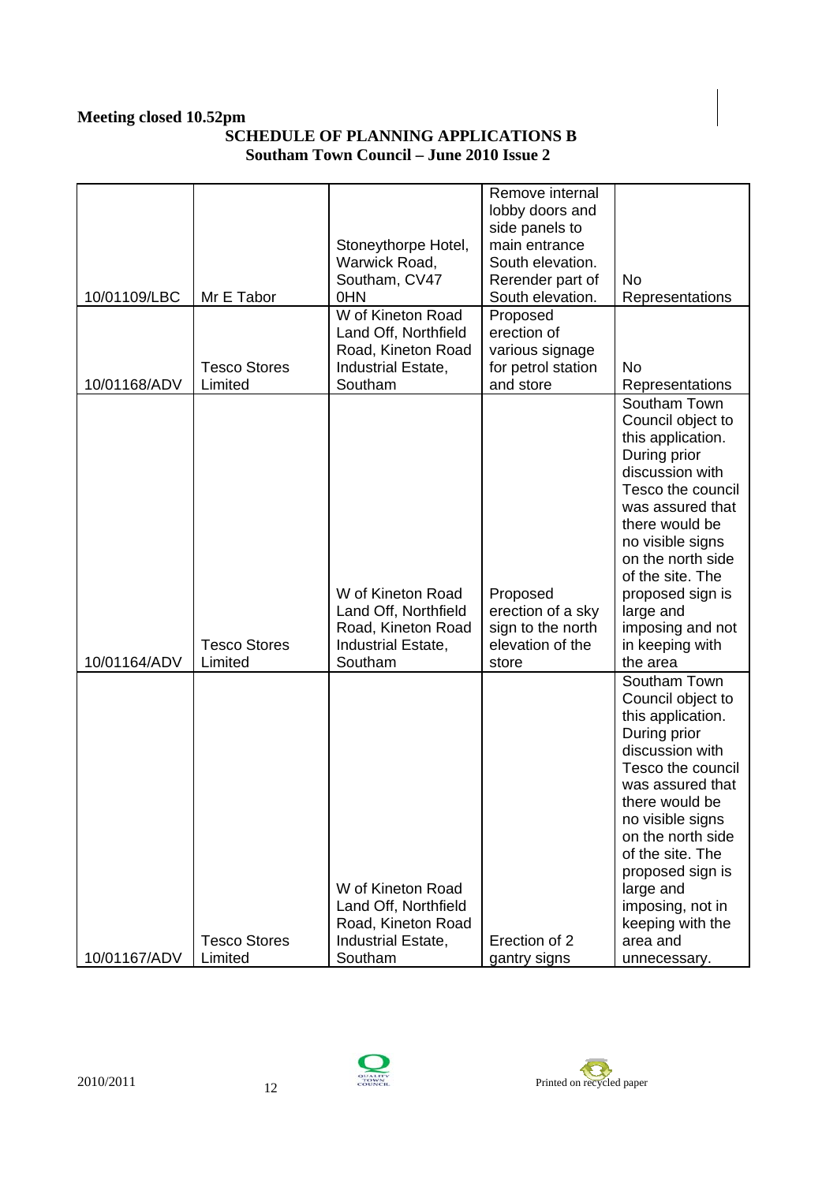**Meeting closed 10.52pm**

## SCHEDULE OF PLANNING APPLICATIONS B
## Southam Town Council – June 2010 Issue 2

| | | | | |
|---|---|---|---|---|
| 10/01109/LBC | Mr E Tabor | Stoneythorpe Hotel, Warwick Road, Southam, CV47 0HN | Remove internal lobby doors and side panels to main entrance South elevation. Rerender part of South elevation. | No Representations |
| 10/01168/ADV | Tesco Stores Limited | W of Kineton Road Land Off, Northfield Road, Kineton Road Industrial Estate, Southam | Proposed erection of various signage for petrol station and store | No Representations |
| 10/01164/ADV | Tesco Stores Limited | W of Kineton Road Land Off, Northfield Road, Kineton Road Industrial Estate, Southam | Proposed erection of a sky sign to the north elevation of the store | Southam Town Council object to this application. During prior discussion with Tesco the council was assured that there would be no visible signs on the north side of the site. The proposed sign is large and imposing and not in keeping with the area |
| 10/01167/ADV | Tesco Stores Limited | W of Kineton Road Land Off, Northfield Road, Kineton Road Industrial Estate, Southam | Erection of 2 gantry signs | Southam Town Council object to this application. During prior discussion with Tesco the council was assured that there would be no visible signs on the north side of the site. The proposed sign is large and imposing, not in keeping with the area and unnecessary. |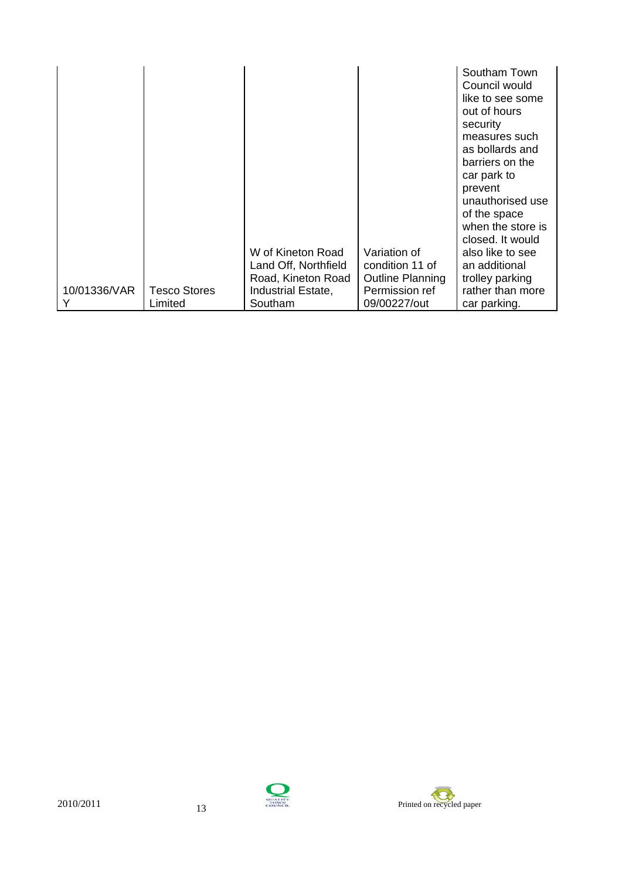| | | | | |
|---|---|---|---|---|
| 10/01336/VARY | Tesco Stores Limited | W of Kineton Road Land Off, Northfield Road, Kineton Road Industrial Estate, Southam | Variation of condition 11 of Outline Planning Permission ref 09/00227/out | Southam Town Council would like to see some out of hours security measures such as bollards and barriers on the car park to prevent unauthorised use of the space when the store is closed. It would also like to see an additional trolley parking rather than more car parking. |